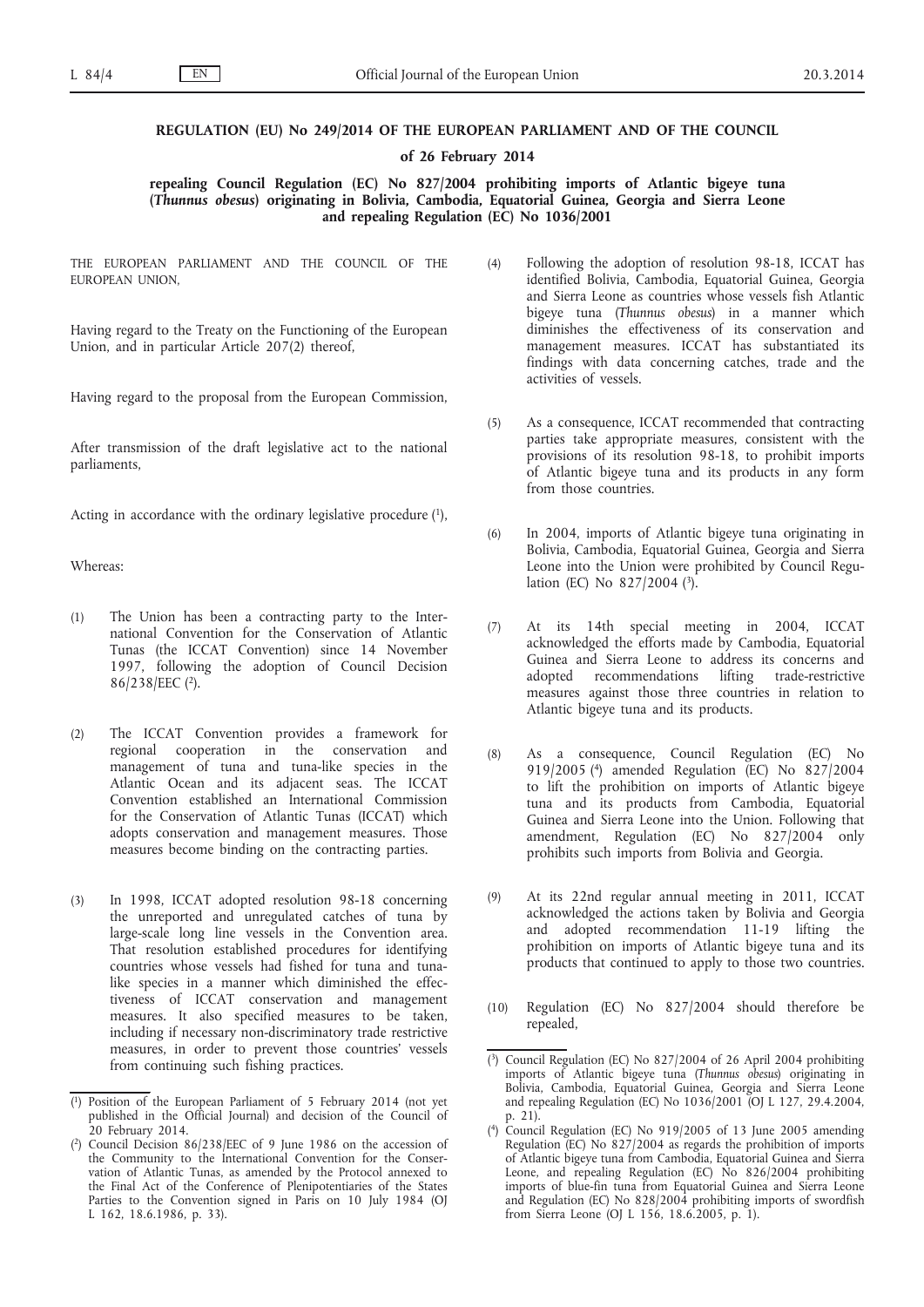**REGULATION (EU) No 249/2014 OF THE EUROPEAN PARLIAMENT AND OF THE COUNCIL**

**of 26 February 2014**

**repealing Council Regulation (EC) No 827/2004 prohibiting imports of Atlantic bigeye tuna (*Thunnus obesus*) originating in Bolivia, Cambodia, Equatorial Guinea, Georgia and Sierra Leone and repealing Regulation (EC) No 1036/2001**

THE EUROPEAN PARLIAMENT AND THE COUNCIL OF THE EUROPEAN UNION,

Having regard to the Treaty on the Functioning of the European Union, and in particular Article 207(2) thereof,

Having regard to the proposal from the European Commission,

After transmission of the draft legislative act to the national parliaments,

Acting in accordance with the ordinary legislative procedure [1],

Whereas:

(1) The Union has been a contracting party to the International Convention for the Conservation of Atlantic Tunas (the ICCAT Convention) since 14 November 1997, following the adoption of Council Decision 86/238/EEC [2].

(2) The ICCAT Convention provides a framework for regional cooperation in the conservation and management of tuna and tuna-like species in the Atlantic Ocean and its adjacent seas. The ICCAT Convention established an International Commission for the Conservation of Atlantic Tunas (ICCAT) which adopts conservation and management measures. Those measures become binding on the contracting parties.

(3) In 1998, ICCAT adopted resolution 98-18 concerning the unreported and unregulated catches of tuna by large-scale long line vessels in the Convention area. That resolution established procedures for identifying countries whose vessels had fished for tuna and tuna-like species in a manner which diminished the effectiveness of ICCAT conservation and management measures. It also specified measures to be taken, including if necessary non-discriminatory trade restrictive measures, in order to prevent those countries' vessels from continuing such fishing practices.

(4) Following the adoption of resolution 98-18, ICCAT has identified Bolivia, Cambodia, Equatorial Guinea, Georgia and Sierra Leone as countries whose vessels fish Atlantic bigeye tuna (*Thunnus obesus*) in a manner which diminishes the effectiveness of its conservation and management measures. ICCAT has substantiated its findings with data concerning catches, trade and the activities of vessels.

(5) As a consequence, ICCAT recommended that contracting parties take appropriate measures, consistent with the provisions of its resolution 98-18, to prohibit imports of Atlantic bigeye tuna and its products in any form from those countries.

(6) In 2004, imports of Atlantic bigeye tuna originating in Bolivia, Cambodia, Equatorial Guinea, Georgia and Sierra Leone into the Union were prohibited by Council Regulation (EC) No 827/2004 [3].

(7) At its 14th special meeting in 2004, ICCAT acknowledged the efforts made by Cambodia, Equatorial Guinea and Sierra Leone to address its concerns and adopted recommendations lifting trade-restrictive measures against those three countries in relation to Atlantic bigeye tuna and its products.

(8) As a consequence, Council Regulation (EC) No 919/2005 [4] amended Regulation (EC) No 827/2004 to lift the prohibition on imports of Atlantic bigeye tuna and its products from Cambodia, Equatorial Guinea and Sierra Leone into the Union. Following that amendment, Regulation (EC) No 827/2004 only prohibits such imports from Bolivia and Georgia.

(9) At its 22nd regular annual meeting in 2011, ICCAT acknowledged the actions taken by Bolivia and Georgia and adopted recommendation 11-19 lifting the prohibition on imports of Atlantic bigeye tuna and its products that continued to apply to those two countries.

(10) Regulation (EC) No 827/2004 should therefore be repealed,

---

[1] Position of the European Parliament of 5 February 2014 (not yet published in the Official Journal) and decision of the Council of 20 February 2014.

[2] Council Decision 86/238/EEC of 9 June 1986 on the accession of the Community to the International Convention for the Conservation of Atlantic Tunas, as amended by the Protocol annexed to the Final Act of the Conference of Plenipotentiaries of the States Parties to the Convention signed in Paris on 10 July 1984 (OJ L 162, 18.6.1986, p. 33).

[3] Council Regulation (EC) No 827/2004 of 26 April 2004 prohibiting imports of Atlantic bigeye tuna (*Thunnus obesus*) originating in Bolivia, Cambodia, Equatorial Guinea, Georgia and Sierra Leone and repealing Regulation (EC) No 1036/2001 (OJ L 127, 29.4.2004, p. 21).

[4] Council Regulation (EC) No 919/2005 of 13 June 2005 amending Regulation (EC) No 827/2004 as regards the prohibition of imports of Atlantic bigeye tuna from Cambodia, Equatorial Guinea and Sierra Leone, and repealing Regulation (EC) No 826/2004 prohibiting imports of blue-fin tuna from Equatorial Guinea and Sierra Leone and Regulation (EC) No 828/2004 prohibiting imports of swordfish from Sierra Leone (OJ L 156, 18.6.2005, p. 1).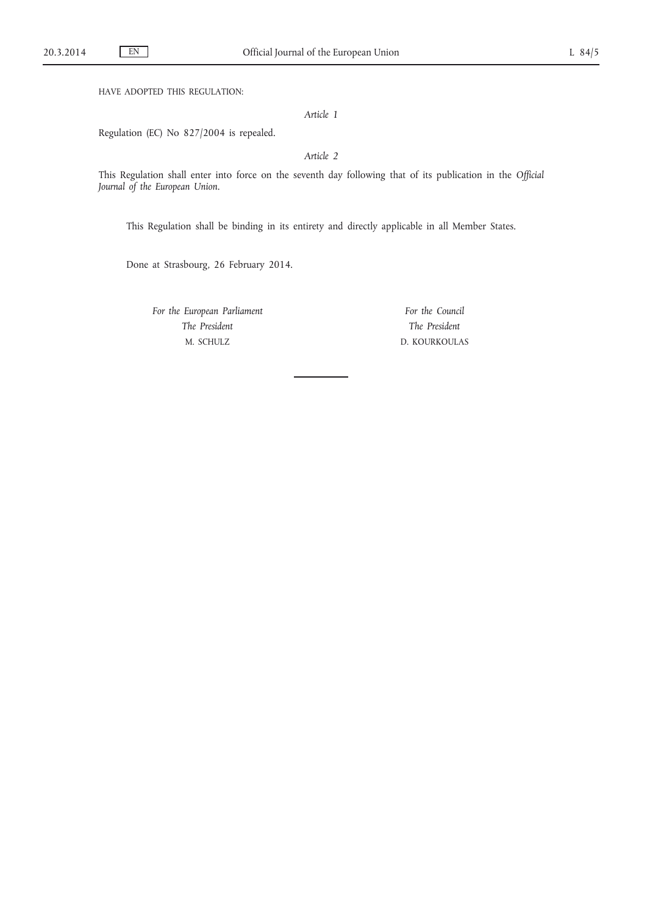HAVE ADOPTED THIS REGULATION:

*Article 1*

Regulation (EC) No 827/2004 is repealed.

*Article 2*

This Regulation shall enter into force on the seventh day following that of its publication in the *Official Journal of the European Union*.

This Regulation shall be binding in its entirety and directly applicable in all Member States.

Done at Strasbourg, 26 February 2014.

*For the European Parliament*
*The President*
M. SCHULZ

*For the Council*
*The President*
D. KOURKOULAS